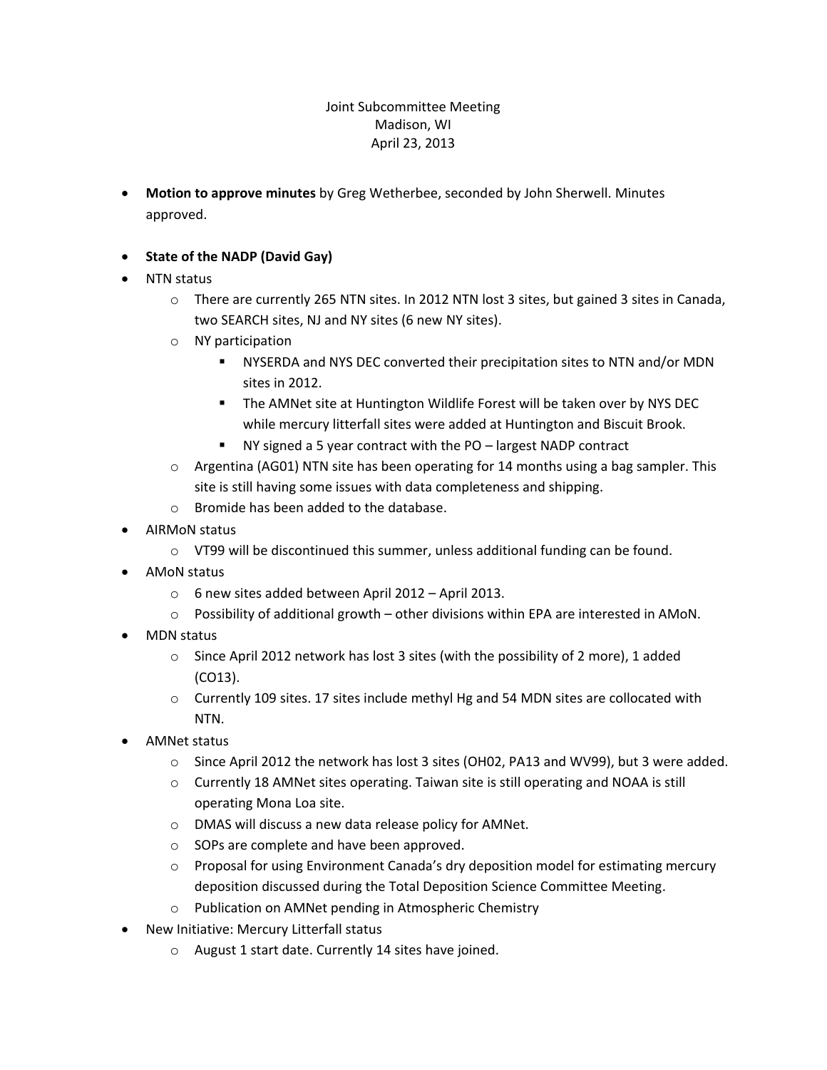Joint Subcommittee Meeting
Madison, WI
April 23, 2013

- **Motion to approve minutes** by Greg Wetherbee, seconded by John Sherwell. Minutes approved.

- **State of the NADP (David Gay)**
- NTN status
  - There are currently 265 NTN sites. In 2012 NTN lost 3 sites, but gained 3 sites in Canada, two SEARCH sites, NJ and NY sites (6 new NY sites).
  - NY participation
    - NYSERDA and NYS DEC converted their precipitation sites to NTN and/or MDN sites in 2012.
    - The AMNet site at Huntington Wildlife Forest will be taken over by NYS DEC while mercury litterfall sites were added at Huntington and Biscuit Brook.
    - NY signed a 5 year contract with the PO – largest NADP contract
  - Argentina (AG01) NTN site has been operating for 14 months using a bag sampler. This site is still having some issues with data completeness and shipping.
  - Bromide has been added to the database.
- AIRMoN status
  - VT99 will be discontinued this summer, unless additional funding can be found.
- AMoN status
  - 6 new sites added between April 2012 – April 2013.
  - Possibility of additional growth – other divisions within EPA are interested in AMoN.
- MDN status
  - Since April 2012 network has lost 3 sites (with the possibility of 2 more), 1 added (CO13).
  - Currently 109 sites. 17 sites include methyl Hg and 54 MDN sites are collocated with NTN.
- AMNet status
  - Since April 2012 the network has lost 3 sites (OH02, PA13 and WV99), but 3 were added.
  - Currently 18 AMNet sites operating. Taiwan site is still operating and NOAA is still operating Mona Loa site.
  - DMAS will discuss a new data release policy for AMNet.
  - SOPs are complete and have been approved.
  - Proposal for using Environment Canada's dry deposition model for estimating mercury deposition discussed during the Total Deposition Science Committee Meeting.
  - Publication on AMNet pending in Atmospheric Chemistry
- New Initiative: Mercury Litterfall status
  - August 1 start date. Currently 14 sites have joined.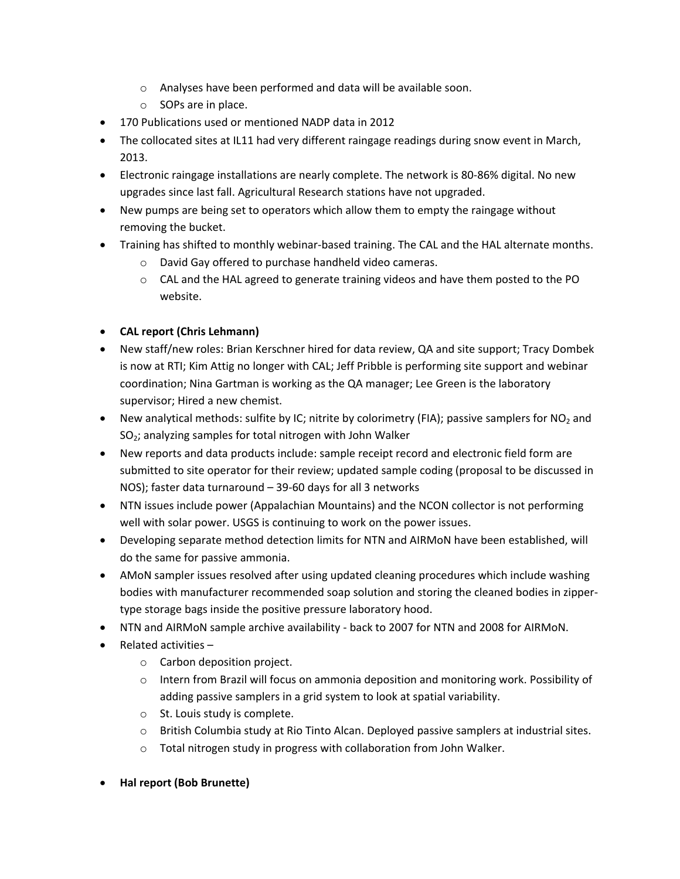- Analyses have been performed and data will be available soon.
    - SOPs are in place.
- 170 Publications used or mentioned NADP data in 2012
- The collocated sites at IL11 had very different raingage readings during snow event in March, 2013.
- Electronic raingage installations are nearly complete. The network is 80-86% digital. No new upgrades since last fall. Agricultural Research stations have not upgraded.
- New pumps are being set to operators which allow them to empty the raingage without removing the bucket.
- Training has shifted to monthly webinar-based training. The CAL and the HAL alternate months.
    - David Gay offered to purchase handheld video cameras.
    - CAL and the HAL agreed to generate training videos and have them posted to the PO website.

- **CAL report (Chris Lehmann)**
- New staff/new roles: Brian Kerschner hired for data review, QA and site support; Tracy Dombek is now at RTI; Kim Attig no longer with CAL; Jeff Pribble is performing site support and webinar coordination; Nina Gartman is working as the QA manager; Lee Green is the laboratory supervisor; Hired a new chemist.
- New analytical methods: sulfite by IC; nitrite by colorimetry (FIA); passive samplers for $NO_2$ and $SO_2$; analyzing samples for total nitrogen with John Walker
- New reports and data products include: sample receipt record and electronic field form are submitted to site operator for their review; updated sample coding (proposal to be discussed in NOS); faster data turnaround – 39-60 days for all 3 networks
- NTN issues include power (Appalachian Mountains) and the NCON collector is not performing well with solar power. USGS is continuing to work on the power issues.
- Developing separate method detection limits for NTN and AIRMoN have been established, will do the same for passive ammonia.
- AMoN sampler issues resolved after using updated cleaning procedures which include washing bodies with manufacturer recommended soap solution and storing the cleaned bodies in zipper-type storage bags inside the positive pressure laboratory hood.
- NTN and AIRMoN sample archive availability - back to 2007 for NTN and 2008 for AIRMoN.
- Related activities –
    - Carbon deposition project.
    - Intern from Brazil will focus on ammonia deposition and monitoring work. Possibility of adding passive samplers in a grid system to look at spatial variability.
    - St. Louis study is complete.
    - British Columbia study at Rio Tinto Alcan. Deployed passive samplers at industrial sites.
    - Total nitrogen study in progress with collaboration from John Walker.

- **Hal report (Bob Brunette)**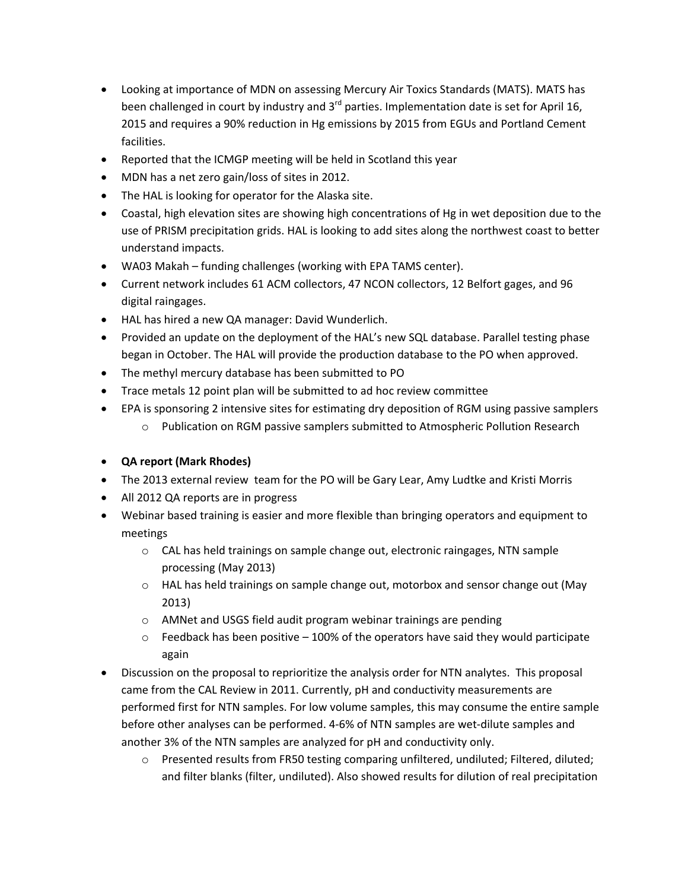- Looking at importance of MDN on assessing Mercury Air Toxics Standards (MATS). MATS has been challenged in court by industry and 3[rd] parties. Implementation date is set for April 16, 2015 and requires a 90% reduction in Hg emissions by 2015 from EGUs and Portland Cement facilities.
- Reported that the ICMGP meeting will be held in Scotland this year
- MDN has a net zero gain/loss of sites in 2012.
- The HAL is looking for operator for the Alaska site.
- Coastal, high elevation sites are showing high concentrations of Hg in wet deposition due to the use of PRISM precipitation grids. HAL is looking to add sites along the northwest coast to better understand impacts.
- WA03 Makah – funding challenges (working with EPA TAMS center).
- Current network includes 61 ACM collectors, 47 NCON collectors, 12 Belfort gages, and 96 digital raingages.
- HAL has hired a new QA manager: David Wunderlich.
- Provided an update on the deployment of the HAL's new SQL database. Parallel testing phase began in October. The HAL will provide the production database to the PO when approved.
- The methyl mercury database has been submitted to PO
- Trace metals 12 point plan will be submitted to ad hoc review committee
- EPA is sponsoring 2 intensive sites for estimating dry deposition of RGM using passive samplers
    - Publication on RGM passive samplers submitted to Atmospheric Pollution Research

- **QA report (Mark Rhodes)**
- The 2013 external review team for the PO will be Gary Lear, Amy Ludtke and Kristi Morris
- All 2012 QA reports are in progress
- Webinar based training is easier and more flexible than bringing operators and equipment to meetings
    - CAL has held trainings on sample change out, electronic raingages, NTN sample processing (May 2013)
    - HAL has held trainings on sample change out, motorbox and sensor change out (May 2013)
    - AMNet and USGS field audit program webinar trainings are pending
    - Feedback has been positive – 100% of the operators have said they would participate again
- Discussion on the proposal to reprioritize the analysis order for NTN analytes. This proposal came from the CAL Review in 2011. Currently, pH and conductivity measurements are performed first for NTN samples. For low volume samples, this may consume the entire sample before other analyses can be performed. 4-6% of NTN samples are wet-dilute samples and another 3% of the NTN samples are analyzed for pH and conductivity only.
    - Presented results from FR50 testing comparing unfiltered, undiluted; Filtered, diluted; and filter blanks (filter, undiluted). Also showed results for dilution of real precipitation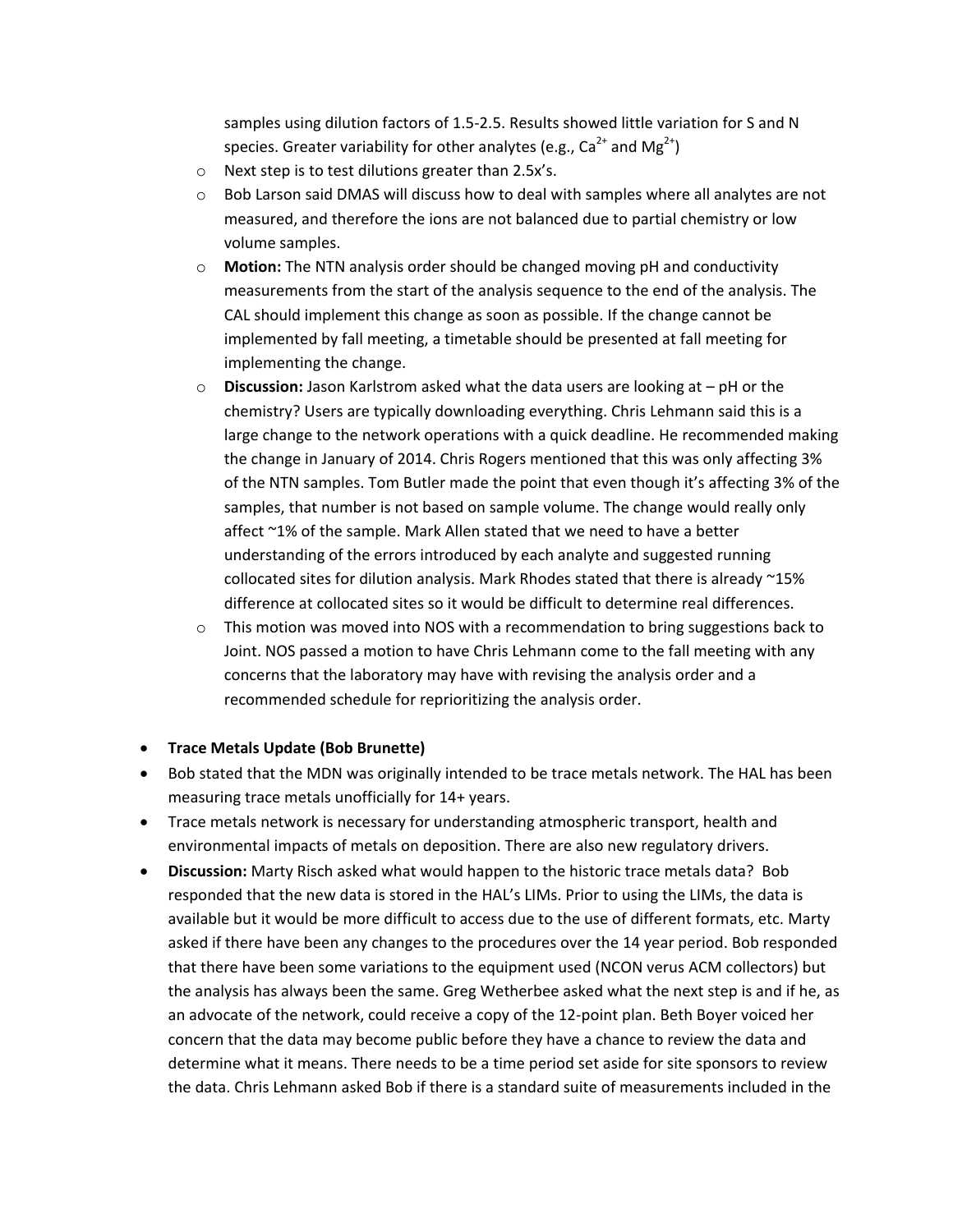samples using dilution factors of 1.5-2.5. Results showed little variation for S and N species. Greater variability for other analytes (e.g., $Ca^{2+}$ and $Mg^{2+}$)

- Next step is to test dilutions greater than 2.5x's.
- Bob Larson said DMAS will discuss how to deal with samples where all analytes are not measured, and therefore the ions are not balanced due to partial chemistry or low volume samples.
- **Motion:** The NTN analysis order should be changed moving pH and conductivity measurements from the start of the analysis sequence to the end of the analysis. The CAL should implement this change as soon as possible. If the change cannot be implemented by fall meeting, a timetable should be presented at fall meeting for implementing the change.
- **Discussion:** Jason Karlstrom asked what the data users are looking at – pH or the chemistry? Users are typically downloading everything. Chris Lehmann said this is a large change to the network operations with a quick deadline. He recommended making the change in January of 2014. Chris Rogers mentioned that this was only affecting 3% of the NTN samples. Tom Butler made the point that even though it's affecting 3% of the samples, that number is not based on sample volume. The change would really only affect ~1% of the sample. Mark Allen stated that we need to have a better understanding of the errors introduced by each analyte and suggested running collocated sites for dilution analysis. Mark Rhodes stated that there is already ~15% difference at collocated sites so it would be difficult to determine real differences.
- This motion was moved into NOS with a recommendation to bring suggestions back to Joint. NOS passed a motion to have Chris Lehmann come to the fall meeting with any concerns that the laboratory may have with revising the analysis order and a recommended schedule for reprioritizing the analysis order.

- **Trace Metals Update (Bob Brunette)**
- Bob stated that the MDN was originally intended to be trace metals network. The HAL has been measuring trace metals unofficially for 14+ years.
- Trace metals network is necessary for understanding atmospheric transport, health and environmental impacts of metals on deposition. There are also new regulatory drivers.
- **Discussion:** Marty Risch asked what would happen to the historic trace metals data? Bob responded that the new data is stored in the HAL's LIMs. Prior to using the LIMs, the data is available but it would be more difficult to access due to the use of different formats, etc. Marty asked if there have been any changes to the procedures over the 14 year period. Bob responded that there have been some variations to the equipment used (NCON verus ACM collectors) but the analysis has always been the same. Greg Wetherbee asked what the next step is and if he, as an advocate of the network, could receive a copy of the 12-point plan. Beth Boyer voiced her concern that the data may become public before they have a chance to review the data and determine what it means. There needs to be a time period set aside for site sponsors to review the data. Chris Lehmann asked Bob if there is a standard suite of measurements included in the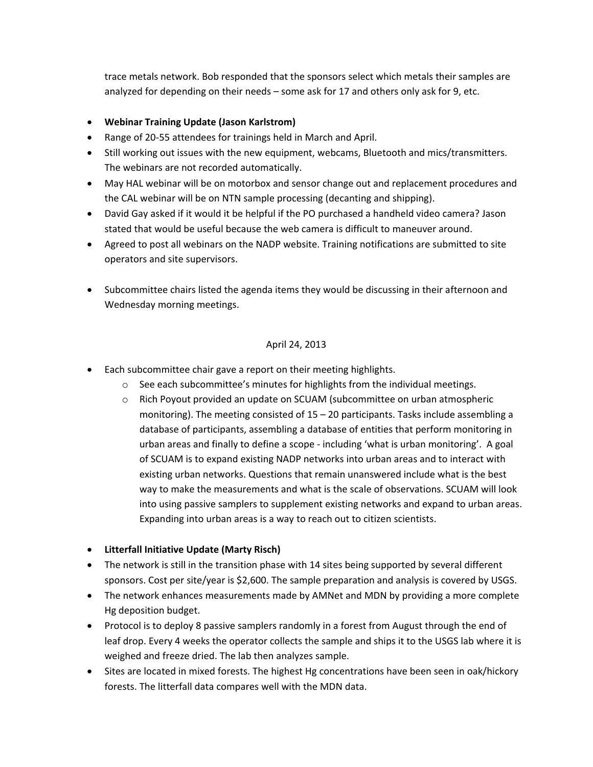trace metals network. Bob responded that the sponsors select which metals their samples are analyzed for depending on their needs – some ask for 17 and others only ask for 9, etc.

- **Webinar Training Update (Jason Karlstrom)**
- Range of 20-55 attendees for trainings held in March and April.
- Still working out issues with the new equipment, webcams, Bluetooth and mics/transmitters. The webinars are not recorded automatically.
- May HAL webinar will be on motorbox and sensor change out and replacement procedures and the CAL webinar will be on NTN sample processing (decanting and shipping).
- David Gay asked if it would it be helpful if the PO purchased a handheld video camera? Jason stated that would be useful because the web camera is difficult to maneuver around.
- Agreed to post all webinars on the NADP website. Training notifications are submitted to site operators and site supervisors.

- Subcommittee chairs listed the agenda items they would be discussing in their afternoon and Wednesday morning meetings.

April 24, 2013

- Each subcommittee chair gave a report on their meeting highlights.
    - See each subcommittee's minutes for highlights from the individual meetings.
    - Rich Poyout provided an update on SCUAM (subcommittee on urban atmospheric monitoring). The meeting consisted of 15 – 20 participants. Tasks include assembling a database of participants, assembling a database of entities that perform monitoring in urban areas and finally to define a scope - including 'what is urban monitoring'. A goal of SCUAM is to expand existing NADP networks into urban areas and to interact with existing urban networks. Questions that remain unanswered include what is the best way to make the measurements and what is the scale of observations. SCUAM will look into using passive samplers to supplement existing networks and expand to urban areas. Expanding into urban areas is a way to reach out to citizen scientists.

- **Litterfall Initiative Update (Marty Risch)**
- The network is still in the transition phase with 14 sites being supported by several different sponsors. Cost per site/year is $2,600. The sample preparation and analysis is covered by USGS.
- The network enhances measurements made by AMNet and MDN by providing a more complete Hg deposition budget.
- Protocol is to deploy 8 passive samplers randomly in a forest from August through the end of leaf drop. Every 4 weeks the operator collects the sample and ships it to the USGS lab where it is weighed and freeze dried. The lab then analyzes sample.
- Sites are located in mixed forests. The highest Hg concentrations have been seen in oak/hickory forests. The litterfall data compares well with the MDN data.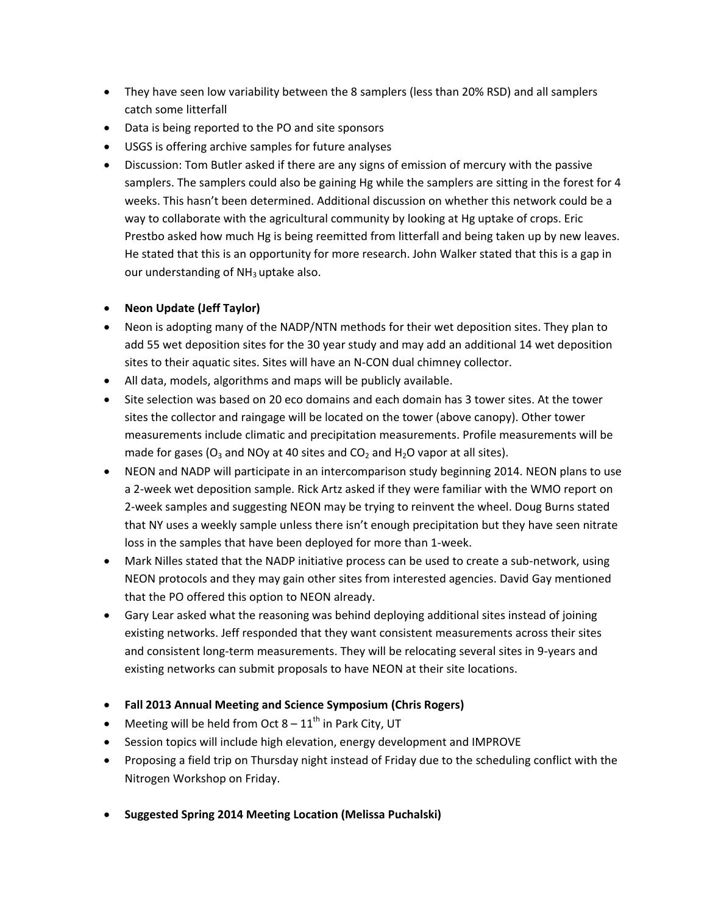- They have seen low variability between the 8 samplers (less than 20% RSD) and all samplers catch some litterfall
- Data is being reported to the PO and site sponsors
- USGS is offering archive samples for future analyses
- Discussion: Tom Butler asked if there are any signs of emission of mercury with the passive samplers. The samplers could also be gaining Hg while the samplers are sitting in the forest for 4 weeks. This hasn't been determined. Additional discussion on whether this network could be a way to collaborate with the agricultural community by looking at Hg uptake of crops. Eric Prestbo asked how much Hg is being reemitted from litterfall and being taken up by new leaves. He stated that this is an opportunity for more research. John Walker stated that this is a gap in our understanding of $NH_3$ uptake also.

- **Neon Update (Jeff Taylor)**
- Neon is adopting many of the NADP/NTN methods for their wet deposition sites. They plan to add 55 wet deposition sites for the 30 year study and may add an additional 14 wet deposition sites to their aquatic sites. Sites will have an N-CON dual chimney collector.
- All data, models, algorithms and maps will be publicly available.
- Site selection was based on 20 eco domains and each domain has 3 tower sites. At the tower sites the collector and raingage will be located on the tower (above canopy). Other tower measurements include climatic and precipitation measurements. Profile measurements will be made for gases ($O_3$ and NOy at 40 sites and $CO_2$ and $H_2O$ vapor at all sites).
- NEON and NADP will participate in an intercomparison study beginning 2014. NEON plans to use a 2-week wet deposition sample. Rick Artz asked if they were familiar with the WMO report on 2-week samples and suggesting NEON may be trying to reinvent the wheel. Doug Burns stated that NY uses a weekly sample unless there isn't enough precipitation but they have seen nitrate loss in the samples that have been deployed for more than 1-week.
- Mark Nilles stated that the NADP initiative process can be used to create a sub-network, using NEON protocols and they may gain other sites from interested agencies. David Gay mentioned that the PO offered this option to NEON already.
- Gary Lear asked what the reasoning was behind deploying additional sites instead of joining existing networks. Jeff responded that they want consistent measurements across their sites and consistent long-term measurements. They will be relocating several sites in 9-years and existing networks can submit proposals to have NEON at their site locations.

- **Fall 2013 Annual Meeting and Science Symposium (Chris Rogers)**
- Meeting will be held from Oct 8 – 11th in Park City, UT
- Session topics will include high elevation, energy development and IMPROVE
- Proposing a field trip on Thursday night instead of Friday due to the scheduling conflict with the Nitrogen Workshop on Friday.

- **Suggested Spring 2014 Meeting Location (Melissa Puchalski)**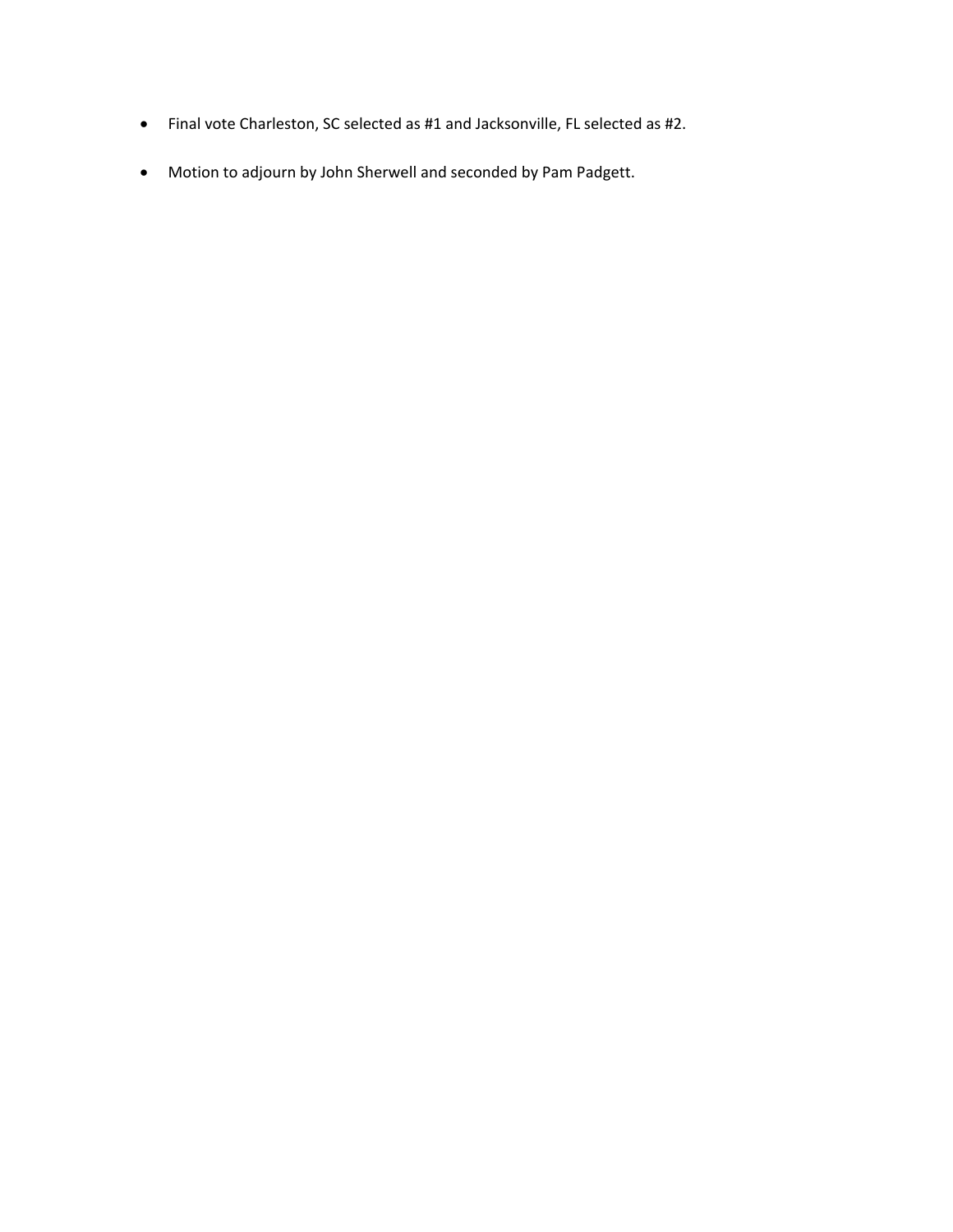- Final vote Charleston, SC selected as #1 and Jacksonville, FL selected as #2.
- Motion to adjourn by John Sherwell and seconded by Pam Padgett.